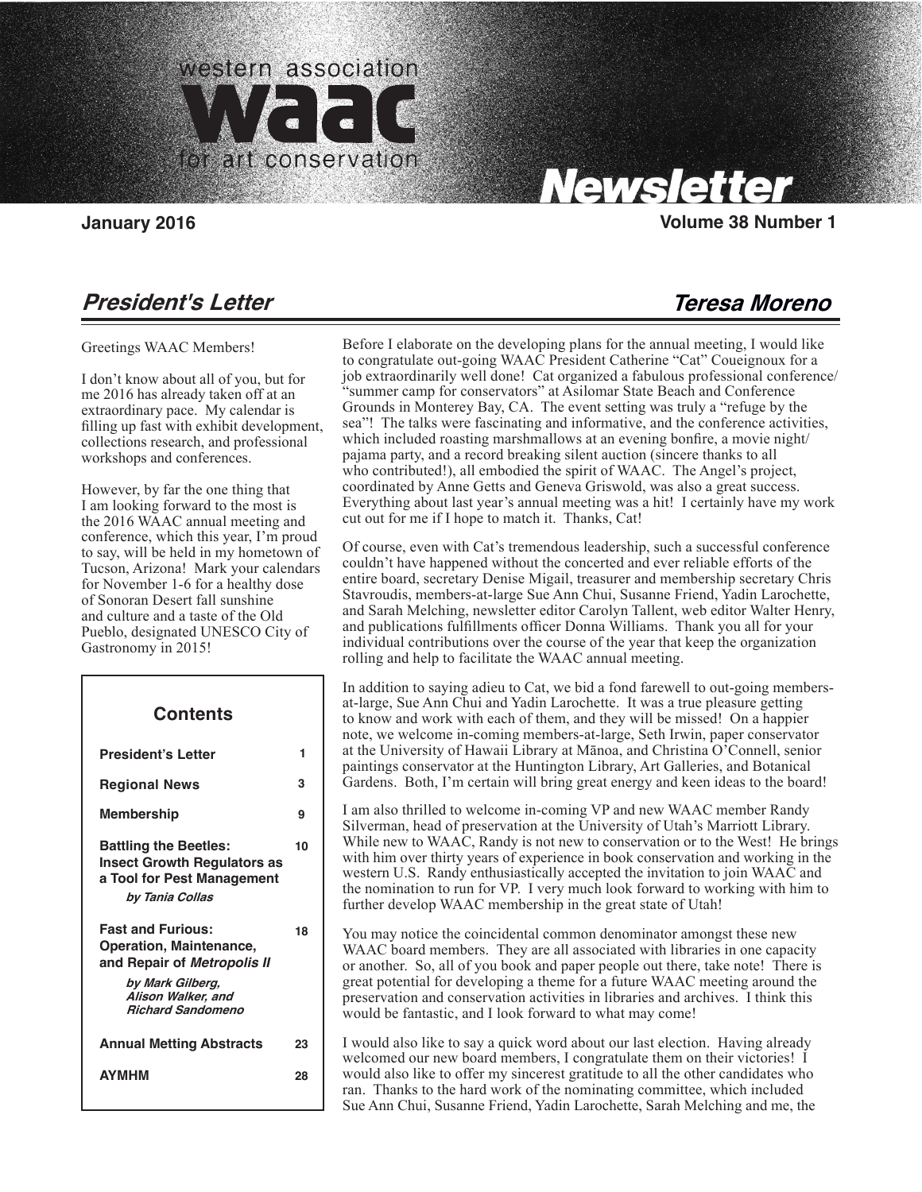# western association waac for art conservation Newsletter

**January 2016** **Volume 38 Number 1**

## *President's Letter* — *Teresa Moreno*

Greetings WAAC Members!

I don't know about all of you, but for me 2016 has already taken off at an extraordinary pace. My calendar is filling up fast with exhibit development, collections research, and professional workshops and conferences.

However, by far the one thing that I am looking forward to the most is the 2016 WAAC annual meeting and conference, which this year, I'm proud to say, will be held in my hometown of Tucson, Arizona! Mark your calendars for November 1-6 for a healthy dose of Sonoran Desert fall sunshine and culture and a taste of the Old Pueblo, designated UNESCO City of Gastronomy in 2015!

### Contents

| | |
|---|---|
| **President's Letter** | **1** |
| **Regional News** | **3** |
| **Membership** | **9** |
| **Battling the Beetles: Insect Growth Regulators as a Tool for Pest Management** *by Tania Collas* | **10** |
| **Fast and Furious: Operation, Maintenance, and Repair of *Metropolis II*** *by Mark Gilberg, Alison Walker, and Richard Sandomeno* | **18** |
| **Annual Metting Abstracts** | **23** |
| **AYMHM** | **28** |

Before I elaborate on the developing plans for the annual meeting, I would like to congratulate out-going WAAC President Catherine "Cat" Coueignoux for a job extraordinarily well done! Cat organized a fabulous professional conference/ "summer camp for conservators" at Asilomar State Beach and Conference Grounds in Monterey Bay, CA. The event setting was truly a "refuge by the sea"! The talks were fascinating and informative, and the conference activities, which included roasting marshmallows at an evening bonfire, a movie night/ pajama party, and a record breaking silent auction (sincere thanks to all who contributed!), all embodied the spirit of WAAC. The Angel's project, coordinated by Anne Getts and Geneva Griswold, was also a great success. Everything about last year's annual meeting was a hit! I certainly have my work cut out for me if I hope to match it. Thanks, Cat!

Of course, even with Cat's tremendous leadership, such a successful conference couldn't have happened without the concerted and ever reliable efforts of the entire board, secretary Denise Migail, treasurer and membership secretary Chris Stavroudis, members-at-large Sue Ann Chui, Susanne Friend, Yadin Larochette, and Sarah Melching, newsletter editor Carolyn Tallent, web editor Walter Henry, and publications fulfillments officer Donna Williams. Thank you all for your individual contributions over the course of the year that keep the organization rolling and help to facilitate the WAAC annual meeting.

In addition to saying adieu to Cat, we bid a fond farewell to out-going members-at-large, Sue Ann Chui and Yadin Larochette. It was a true pleasure getting to know and work with each of them, and they will be missed! On a happier note, we welcome in-coming members-at-large, Seth Irwin, paper conservator at the University of Hawaii Library at Mānoa, and Christina O'Connell, senior paintings conservator at the Huntington Library, Art Galleries, and Botanical Gardens. Both, I'm certain will bring great energy and keen ideas to the board!

I am also thrilled to welcome in-coming VP and new WAAC member Randy Silverman, head of preservation at the University of Utah's Marriott Library. While new to WAAC, Randy is not new to conservation or to the West! He brings with him over thirty years of experience in book conservation and working in the western U.S. Randy enthusiastically accepted the invitation to join WAAC and the nomination to run for VP. I very much look forward to working with him to further develop WAAC membership in the great state of Utah!

You may notice the coincidental common denominator amongst these new WAAC board members. They are all associated with libraries in one capacity or another. So, all of you book and paper people out there, take note! There is great potential for developing a theme for a future WAAC meeting around the preservation and conservation activities in libraries and archives. I think this would be fantastic, and I look forward to what may come!

I would also like to say a quick word about our last election. Having already welcomed our new board members, I congratulate them on their victories! I would also like to offer my sincerest gratitude to all the other candidates who ran. Thanks to the hard work of the nominating committee, which included Sue Ann Chui, Susanne Friend, Yadin Larochette, Sarah Melching and me, the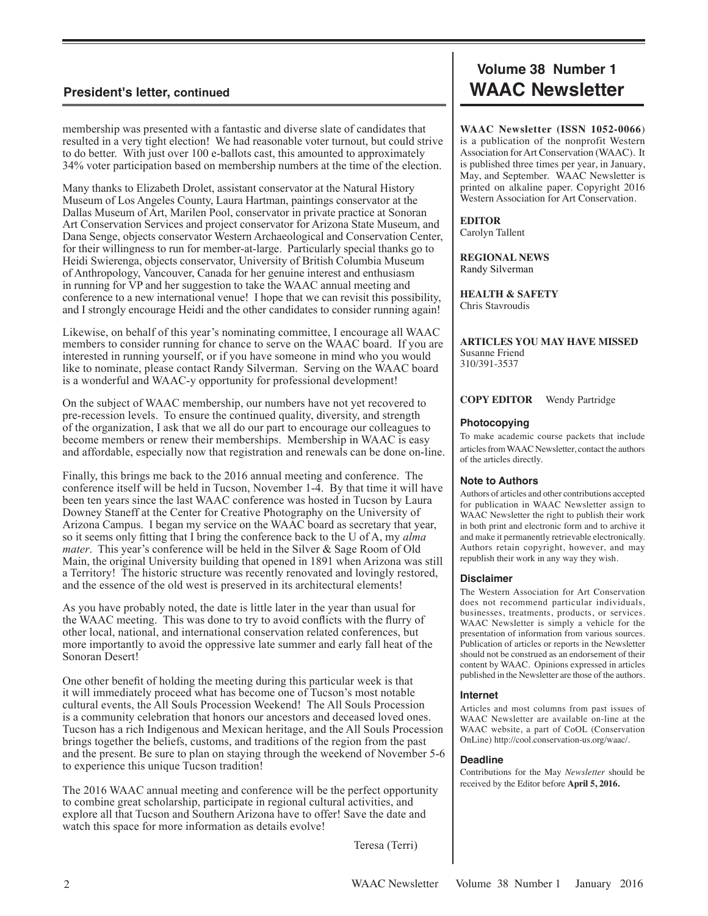## President's letter, continued

membership was presented with a fantastic and diverse slate of candidates that resulted in a very tight election! We had reasonable voter turnout, but could strive to do better. With just over 100 e-ballots cast, this amounted to approximately 34% voter participation based on membership numbers at the time of the election.

Many thanks to Elizabeth Drolet, assistant conservator at the Natural History Museum of Los Angeles County, Laura Hartman, paintings conservator at the Dallas Museum of Art, Marilen Pool, conservator in private practice at Sonoran Art Conservation Services and project conservator for Arizona State Museum, and Dana Senge, objects conservator Western Archaeological and Conservation Center, for their willingness to run for member-at-large. Particularly special thanks go to Heidi Swierenga, objects conservator, University of British Columbia Museum of Anthropology, Vancouver, Canada for her genuine interest and enthusiasm in running for VP and her suggestion to take the WAAC annual meeting and conference to a new international venue! I hope that we can revisit this possibility, and I strongly encourage Heidi and the other candidates to consider running again!

Likewise, on behalf of this year's nominating committee, I encourage all WAAC members to consider running for chance to serve on the WAAC board. If you are interested in running yourself, or if you have someone in mind who you would like to nominate, please contact Randy Silverman. Serving on the WAAC board is a wonderful and WAAC-y opportunity for professional development!

On the subject of WAAC membership, our numbers have not yet recovered to pre-recession levels. To ensure the continued quality, diversity, and strength of the organization, I ask that we all do our part to encourage our colleagues to become members or renew their memberships. Membership in WAAC is easy and affordable, especially now that registration and renewals can be done on-line.

Finally, this brings me back to the 2016 annual meeting and conference. The conference itself will be held in Tucson, November 1-4. By that time it will have been ten years since the last WAAC conference was hosted in Tucson by Laura Downey Staneff at the Center for Creative Photography on the University of Arizona Campus. I began my service on the WAAC board as secretary that year, so it seems only fitting that I bring the conference back to the U of A, my *alma mater*. This year's conference will be held in the Silver & Sage Room of Old Main, the original University building that opened in 1891 when Arizona was still a Territory! The historic structure was recently renovated and lovingly restored, and the essence of the old west is preserved in its architectural elements!

As you have probably noted, the date is little later in the year than usual for the WAAC meeting. This was done to try to avoid conflicts with the flurry of other local, national, and international conservation related conferences, but more importantly to avoid the oppressive late summer and early fall heat of the Sonoran Desert!

One other benefit of holding the meeting during this particular week is that it will immediately proceed what has become one of Tucson's most notable cultural events, the All Souls Procession Weekend! The All Souls Procession is a community celebration that honors our ancestors and deceased loved ones. Tucson has a rich Indigenous and Mexican heritage, and the All Souls Procession brings together the beliefs, customs, and traditions of the region from the past and the present. Be sure to plan on staying through the weekend of November 5-6 to experience this unique Tucson tradition!

The 2016 WAAC annual meeting and conference will be the perfect opportunity to combine great scholarship, participate in regional cultural activities, and explore all that Tucson and Southern Arizona have to offer! Save the date and watch this space for more information as details evolve!

Teresa (Terri)

## Volume 38 Number 1
# WAAC Newsletter

**WAAC Newsletter (ISSN 1052-0066)** is a publication of the nonprofit Western Association for Art Conservation (WAAC). It is published three times per year, in January, May, and September. WAAC Newsletter is printed on alkaline paper. Copyright 2016 Western Association for Art Conservation.

**EDITOR**
Carolyn Tallent

**REGIONAL NEWS**
Randy Silverman

**HEALTH & SAFETY**
Chris Stavroudis

**ARTICLES YOU MAY HAVE MISSED**
Susanne Friend
310/391-3537

**COPY EDITOR** Wendy Partridge

### Photocopying

To make academic course packets that include articles from WAAC Newsletter, contact the authors of the articles directly.

### Note to Authors

Authors of articles and other contributions accepted for publication in WAAC Newsletter assign to WAAC Newsletter the right to publish their work in both print and electronic form and to archive it and make it permanently retrievable electronically. Authors retain copyright, however, and may republish their work in any way they wish.

### Disclaimer

The Western Association for Art Conservation does not recommend particular individuals, businesses, treatments, products, or services. WAAC Newsletter is simply a vehicle for the presentation of information from various sources. Publication of articles or reports in the Newsletter should not be construed as an endorsement of their content by WAAC. Opinions expressed in articles published in the Newsletter are those of the authors.

### Internet

Articles and most columns from past issues of WAAC Newsletter are available on-line at the WAAC website, a part of CoOL (Conservation OnLine) http://cool.conservation-us.org/waac/.

### Deadline

Contributions for the May *Newsletter* should be received by the Editor before **April 5, 2016.**